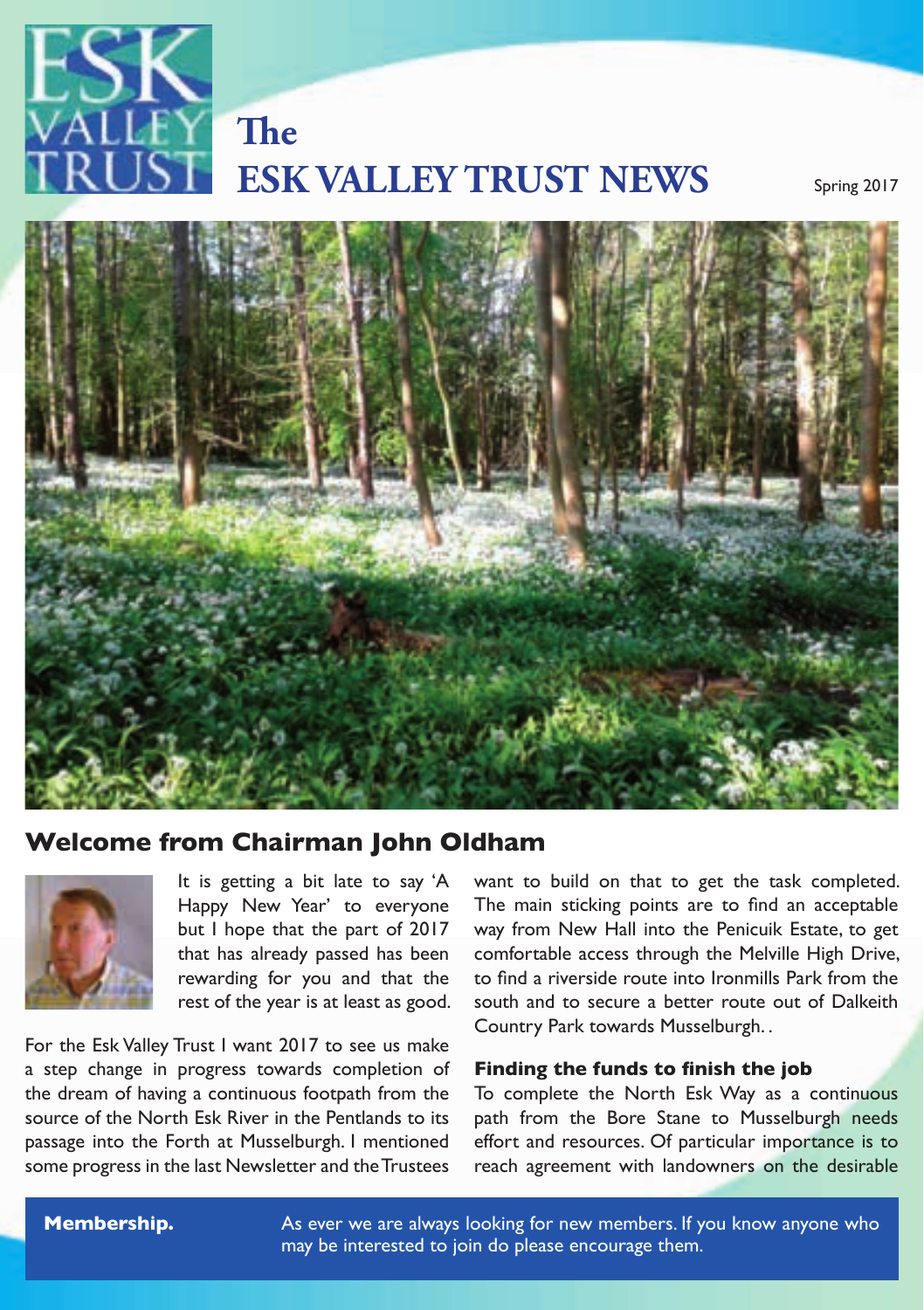# The ESK VALLEY TRUST NEWS

Spring 2017

## Welcome from Chairman John Oldham

It is getting a bit late to say 'A Happy New Year' to everyone but I hope that the part of 2017 that has already passed has been rewarding for you and that the rest of the year is at least as good.

For the Esk Valley Trust I want 2017 to see us make a step change in progress towards completion of the dream of having a continuous footpath from the source of the North Esk River in the Pentlands to its passage into the Forth at Musselburgh. I mentioned some progress in the last Newsletter and the Trustees want to build on that to get the task completed. The main sticking points are to find an acceptable way from New Hall into the Penicuik Estate, to get comfortable access through the Melville High Drive, to find a riverside route into Ironmills Park from the south and to secure a better route out of Dalkeith Country Park towards Musselburgh. .

### Finding the funds to finish the job

To complete the North Esk Way as a continuous path from the Bore Stane to Musselburgh needs effort and resources. Of particular importance is to reach agreement with landowners on the desirable

**Membership.** As ever we are always looking for new members. If you know anyone who may be interested to join do please encourage them.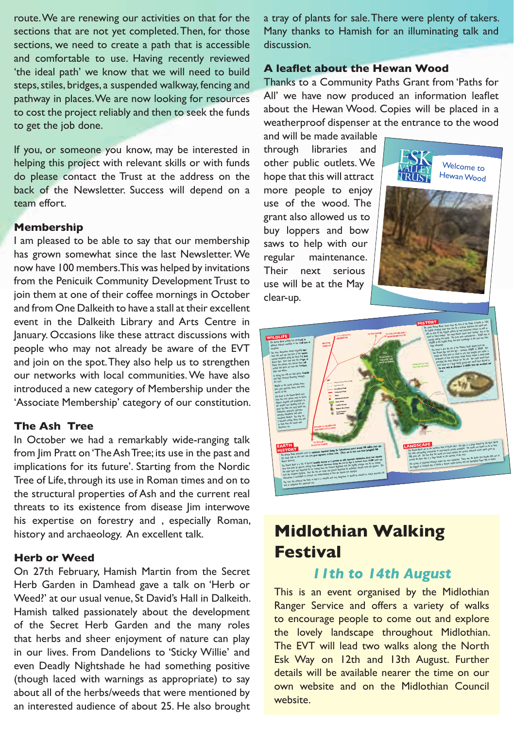route. We are renewing our activities on that for the sections that are not yet completed. Then, for those sections, we need to create a path that is accessible and comfortable to use. Having recently reviewed 'the ideal path' we know that we will need to build steps, stiles, bridges, a suspended walkway, fencing and pathway in places. We are now looking for resources to cost the project reliably and then to seek the funds to get the job done.

If you, or someone you know, may be interested in helping this project with relevant skills or with funds do please contact the Trust at the address on the back of the Newsletter. Success will depend on a team effort.

## Membership

I am pleased to be able to say that our membership has grown somewhat since the last Newsletter. We now have 100 members. This was helped by invitations from the Penicuik Community Development Trust to join them at one of their coffee mornings in October and from One Dalkeith to have a stall at their excellent event in the Dalkeith Library and Arts Centre in January. Occasions like these attract discussions with people who may not already be aware of the EVT and join on the spot. They also help us to strengthen our networks with local communities. We have also introduced a new category of Membership under the 'Associate Membership' category of our constitution.

## The Ash Tree

In October we had a remarkably wide-ranging talk from Jim Pratt on 'The Ash Tree; its use in the past and implications for its future'. Starting from the Nordic Tree of Life, through its use in Roman times and on to the structural properties of Ash and the current real threats to its existence from disease Jim interwove his expertise on forestry and , especially Roman, history and archaeology. An excellent talk.

## Herb or Weed

On 27th February, Hamish Martin from the Secret Herb Garden in Damhead gave a talk on 'Herb or Weed?' at our usual venue, St David's Hall in Dalkeith. Hamish talked passionately about the development of the Secret Herb Garden and the many roles that herbs and sheer enjoyment of nature can play in our lives. From Dandelions to 'Sticky Willie' and even Deadly Nightshade he had something positive (though laced with warnings as appropriate) to say about all of the herbs/weeds that were mentioned by an interested audience of about 25. He also brought a tray of plants for sale. There were plenty of takers. Many thanks to Hamish for an illuminating talk and discussion.

## A leaflet about the Hewan Wood

Thanks to a Community Paths Grant from 'Paths for All' we have now produced an information leaflet about the Hewan Wood. Copies will be placed in a weatherproof dispenser at the entrance to the wood and will be made available through libraries and other public outlets. We hope that this will attract more people to enjoy use of the wood. The grant also allowed us to buy loppers and bow saws to help with our regular maintenance. Their next serious use will be at the May clear-up.

# Midlothian Walking Festival

### *11th to 14th August*

This is an event organised by the Midlothian Ranger Service and offers a variety of walks to encourage people to come out and explore the lovely landscape throughout Midlothian. The EVT will lead two walks along the North Esk Way on 12th and 13th August. Further details will be available nearer the time on our own website and on the Midlothian Council website.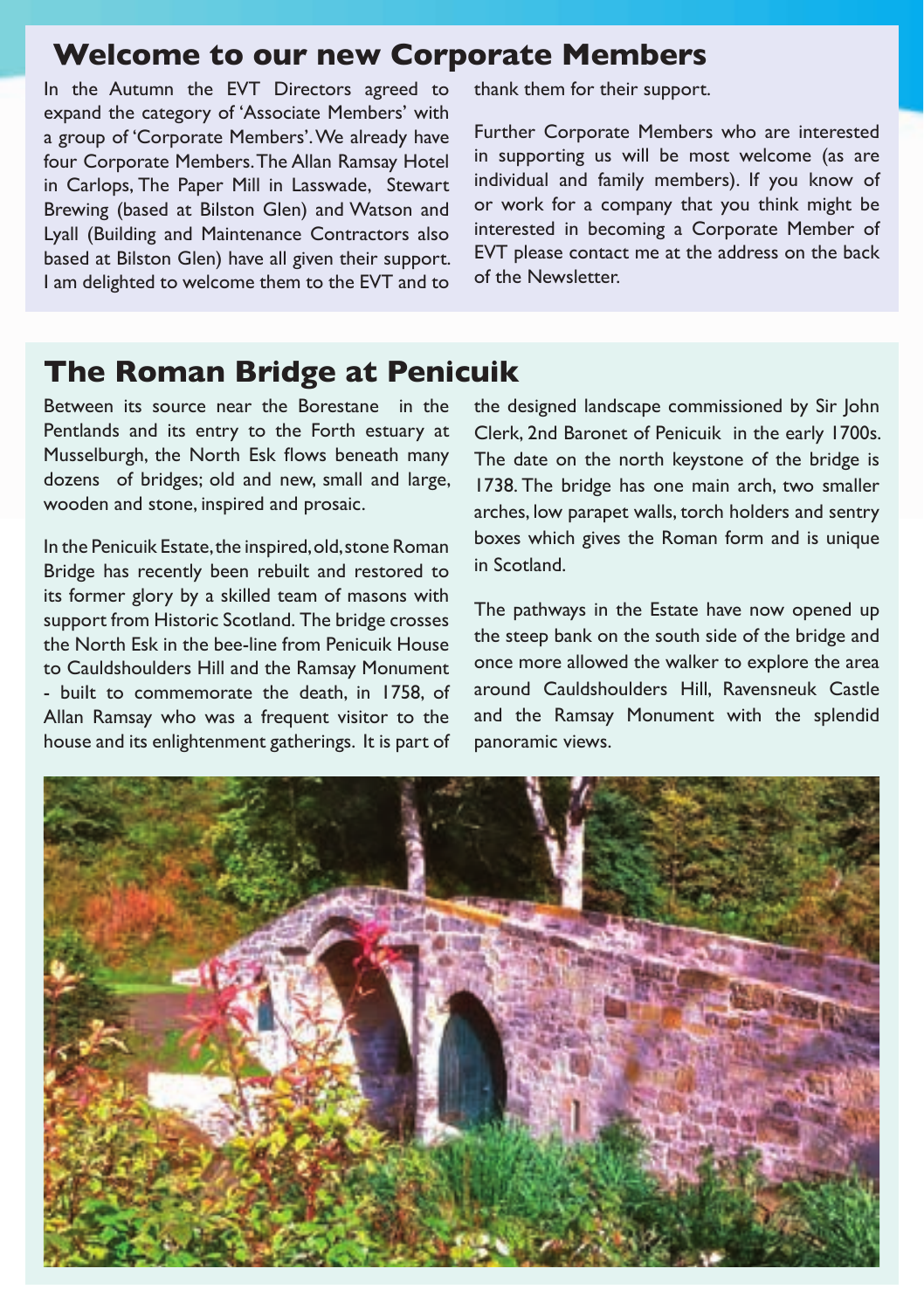## Welcome to our new Corporate Members

In the Autumn the EVT Directors agreed to expand the category of 'Associate Members' with a group of 'Corporate Members'. We already have four Corporate Members. The Allan Ramsay Hotel in Carlops, The Paper Mill in Lasswade, Stewart Brewing (based at Bilston Glen) and Watson and Lyall (Building and Maintenance Contractors also based at Bilston Glen) have all given their support. I am delighted to welcome them to the EVT and to thank them for their support.

Further Corporate Members who are interested in supporting us will be most welcome (as are individual and family members). If you know of or work for a company that you think might be interested in becoming a Corporate Member of EVT please contact me at the address on the back of the Newsletter.

## The Roman Bridge at Penicuik

Between its source near the Borestane in the Pentlands and its entry to the Forth estuary at Musselburgh, the North Esk flows beneath many dozens of bridges; old and new, small and large, wooden and stone, inspired and prosaic.

In the Penicuik Estate, the inspired, old, stone Roman Bridge has recently been rebuilt and restored to its former glory by a skilled team of masons with support from Historic Scotland. The bridge crosses the North Esk in the bee-line from Penicuik House to Cauldshoulders Hill and the Ramsay Monument - built to commemorate the death, in 1758, of Allan Ramsay who was a frequent visitor to the house and its enlightenment gatherings. It is part of the designed landscape commissioned by Sir John Clerk, 2nd Baronet of Penicuik in the early 1700s. The date on the north keystone of the bridge is 1738. The bridge has one main arch, two smaller arches, low parapet walls, torch holders and sentry boxes which gives the Roman form and is unique in Scotland.

The pathways in the Estate have now opened up the steep bank on the south side of the bridge and once more allowed the walker to explore the area around Cauldshoulders Hill, Ravensneuk Castle and the Ramsay Monument with the splendid panoramic views.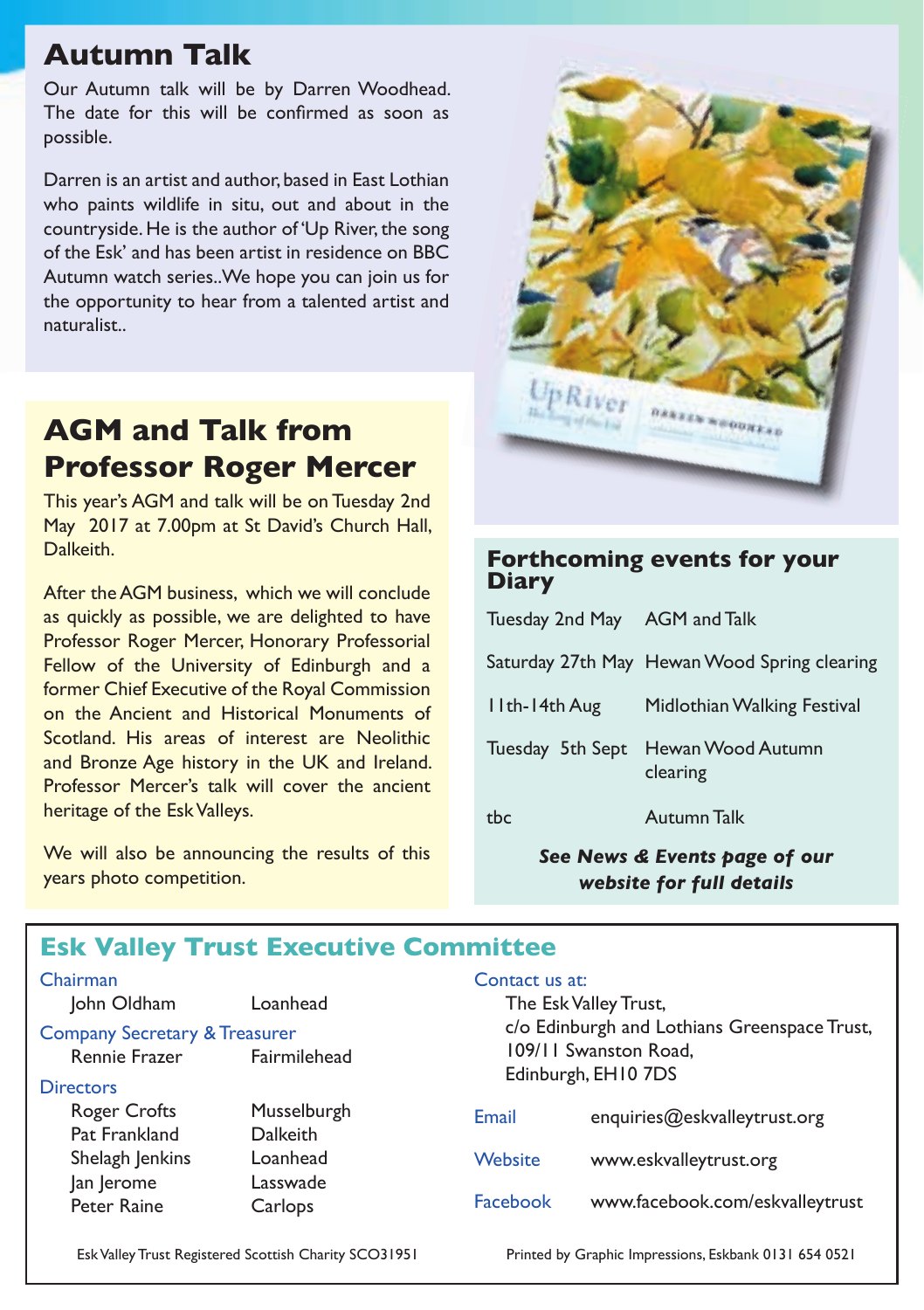## Autumn Talk

Our Autumn talk will be by Darren Woodhead. The date for this will be confirmed as soon as possible.

Darren is an artist and author, based in East Lothian who paints wildlife in situ, out and about in the countryside. He is the author of 'Up River, the song of the Esk' and has been artist in residence on BBC Autumn watch series..We hope you can join us for the opportunity to hear from a talented artist and naturalist..

## AGM and Talk from Professor Roger Mercer

This year's AGM and talk will be on Tuesday 2nd May 2017 at 7.00pm at St David's Church Hall, Dalkeith.

After the AGM business, which we will conclude as quickly as possible, we are delighted to have Professor Roger Mercer, Honorary Professorial Fellow of the University of Edinburgh and a former Chief Executive of the Royal Commission on the Ancient and Historical Monuments of Scotland. His areas of interest are Neolithic and Bronze Age history in the UK and Ireland. Professor Mercer's talk will cover the ancient heritage of the Esk Valleys.

We will also be announcing the results of this years photo competition.

## Forthcoming events for your Diary

| | |
|---|---|
| Tuesday 2nd May | AGM and Talk |
| Saturday 27th May | Hewan Wood Spring clearing |
| 11th-14th Aug | Midlothian Walking Festival |
| Tuesday 5th Sept | Hewan Wood Autumn clearing |
| tbc | Autumn Talk |

***See News & Events page of our website for full details***

## Esk Valley Trust Executive Committee

**Chairman**

John Oldham — Loanhead

**Company Secretary & Treasurer**

Rennie Frazer — Fairmilehead

**Directors**

Roger Crofts — Musselburgh
Pat Frankland — Dalkeith
Shelagh Jenkins — Loanhead
Jan Jerome — Lasswade
Peter Raine — Carlops

**Contact us at:**

The Esk Valley Trust,
c/o Edinburgh and Lothians Greenspace Trust,
109/11 Swanston Road,
Edinburgh, EH10 7DS

| | |
|---|---|
| Email | enquiries@eskvalleytrust.org |
| Website | www.eskvalleytrust.org |
| Facebook | www.facebook.com/eskvalleytrust |

Esk Valley Trust Registered Scottish Charity SCO31951

Printed by Graphic Impressions, Eskbank 0131 654 0521